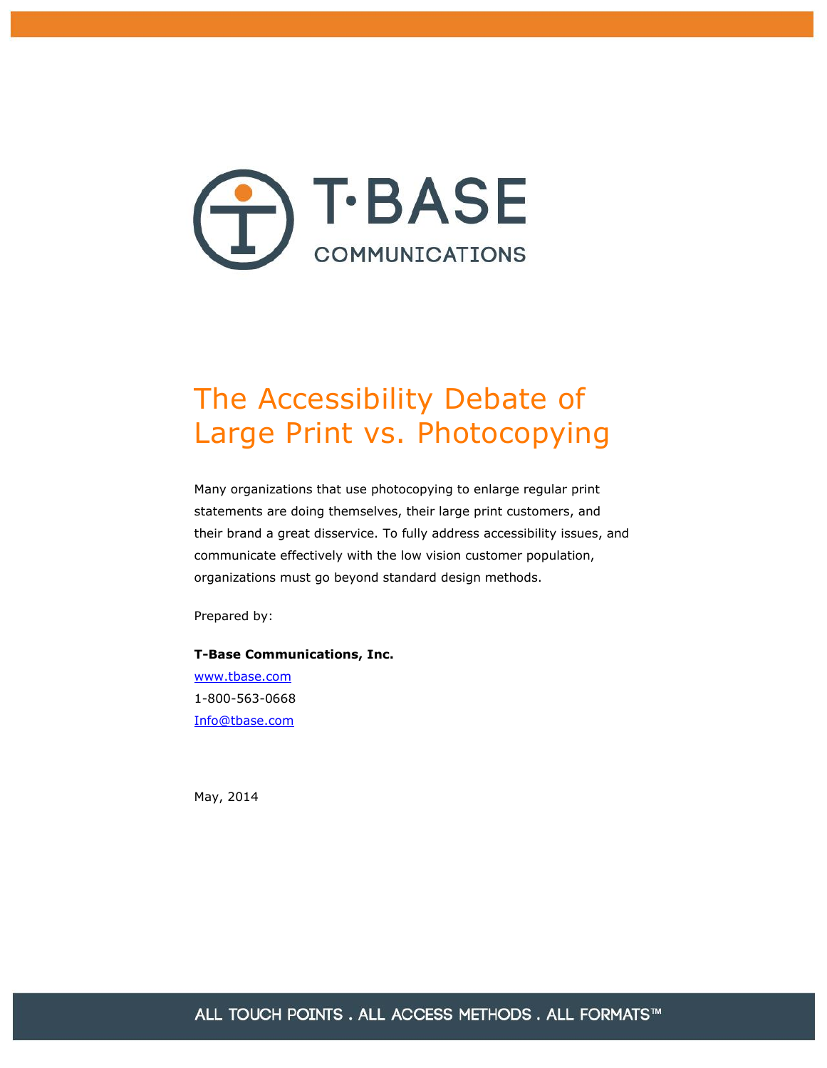T·BASE COMMUNICATIONS

# The Accessibility Debate of Large Print vs. Photocopying

Many organizations that use photocopying to enlarge regular print statements are doing themselves, their large print customers, and their brand a great disservice. To fully address accessibility issues, and communicate effectively with the low vision customer population, organizations must go beyond standard design methods.

Prepared by:

**T-Base Communications, Inc.**
www.tbase.com
1-800-563-0668
Info@tbase.com

May, 2014

ALL TOUCH POINTS . ALL ACCESS METHODS . ALL FORMATS™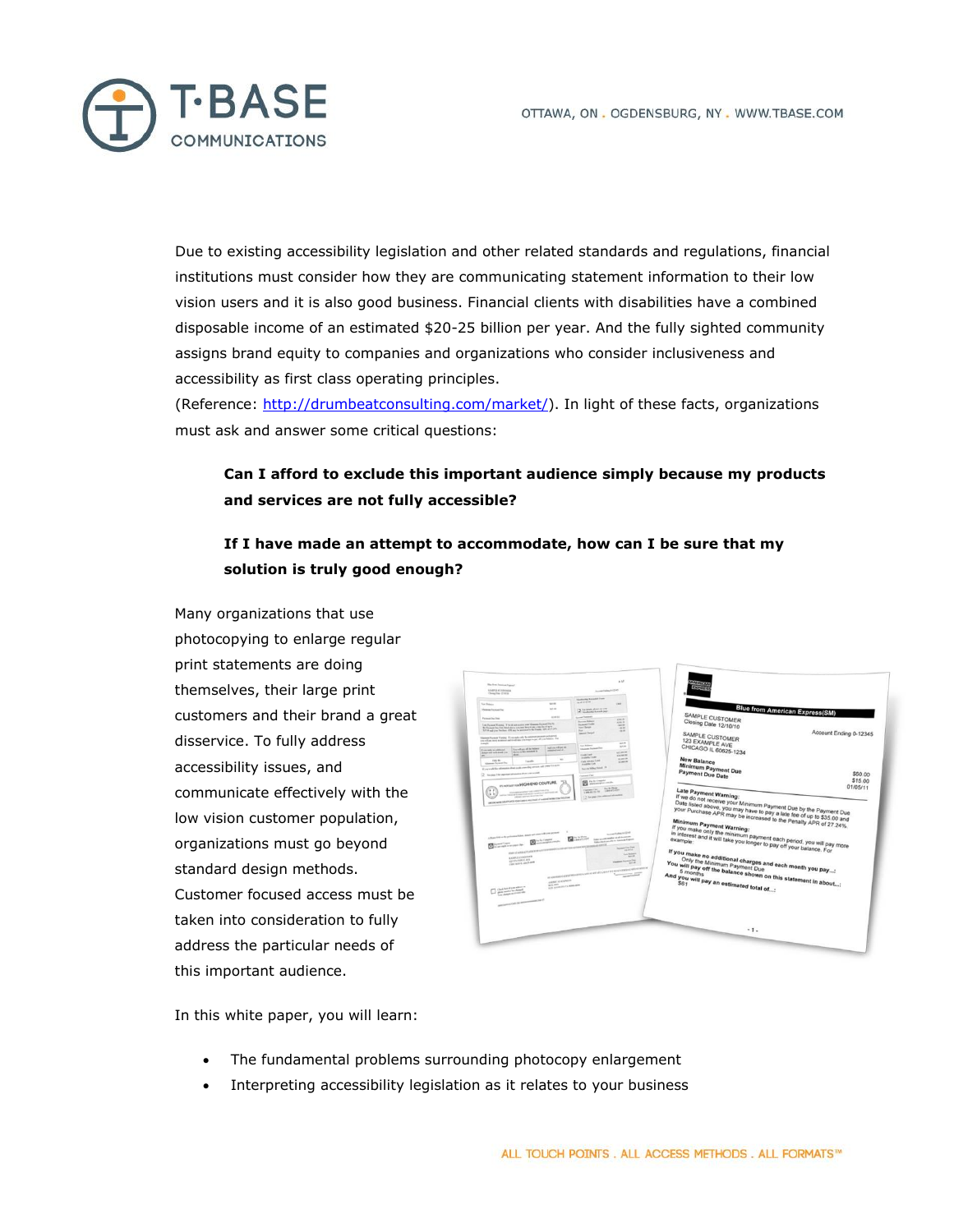Due to existing accessibility legislation and other related standards and regulations, financial institutions must consider how they are communicating statement information to their low vision users and it is also good business. Financial clients with disabilities have a combined disposable income of an estimated $20-25 billion per year. And the fully sighted community assigns brand equity to companies and organizations who consider inclusiveness and accessibility as first class operating principles. (Reference: [http://drumbeatconsulting.com/market/](http://drumbeatconsulting.com/market/)). In light of these facts, organizations must ask and answer some critical questions:

> **Can I afford to exclude this important audience simply because my products and services are not fully accessible?**
>
> **If I have made an attempt to accommodate, how can I be sure that my solution is truly good enough?**

Many organizations that use photocopying to enlarge regular print statements are doing themselves, their large print customers and their brand a great disservice. To fully address accessibility issues, and communicate effectively with the low vision customer population, organizations must go beyond standard design methods. Customer focused access must be taken into consideration to fully address the particular needs of this important audience.

In this white paper, you will learn:

- The fundamental problems surrounding photocopy enlargement
- Interpreting accessibility legislation as it relates to your business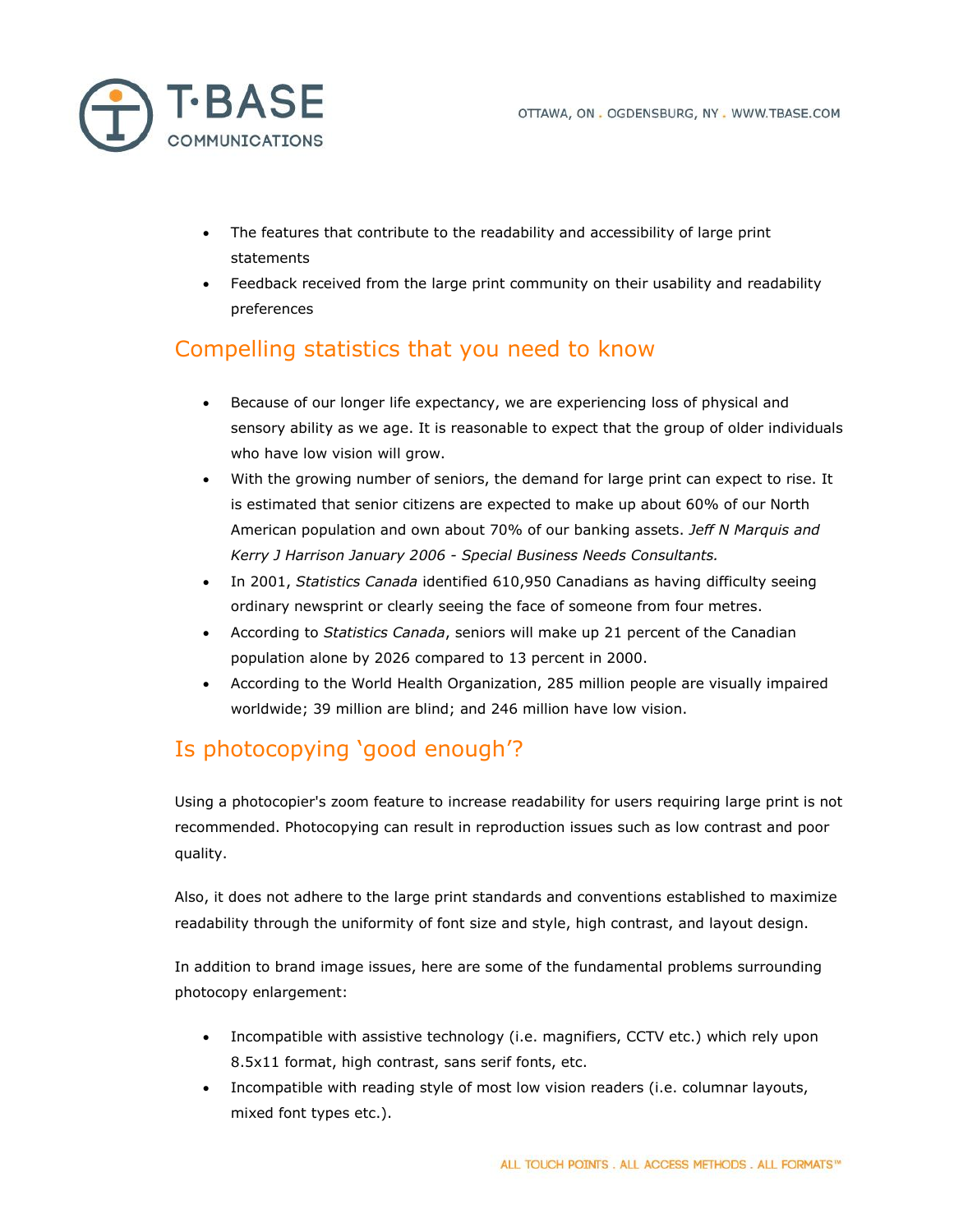- The features that contribute to the readability and accessibility of large print statements
- Feedback received from the large print community on their usability and readability preferences

## Compelling statistics that you need to know

- Because of our longer life expectancy, we are experiencing loss of physical and sensory ability as we age. It is reasonable to expect that the group of older individuals who have low vision will grow.
- With the growing number of seniors, the demand for large print can expect to rise. It is estimated that senior citizens are expected to make up about 60% of our North American population and own about 70% of our banking assets. *Jeff N Marquis and Kerry J Harrison January 2006 - Special Business Needs Consultants.*
- In 2001, *Statistics Canada* identified 610,950 Canadians as having difficulty seeing ordinary newsprint or clearly seeing the face of someone from four metres.
- According to *Statistics Canada*, seniors will make up 21 percent of the Canadian population alone by 2026 compared to 13 percent in 2000.
- According to the World Health Organization, 285 million people are visually impaired worldwide; 39 million are blind; and 246 million have low vision.

## Is photocopying 'good enough'?

Using a photocopier's zoom feature to increase readability for users requiring large print is not recommended. Photocopying can result in reproduction issues such as low contrast and poor quality.

Also, it does not adhere to the large print standards and conventions established to maximize readability through the uniformity of font size and style, high contrast, and layout design.

In addition to brand image issues, here are some of the fundamental problems surrounding photocopy enlargement:

- Incompatible with assistive technology (i.e. magnifiers, CCTV etc.) which rely upon 8.5x11 format, high contrast, sans serif fonts, etc.
- Incompatible with reading style of most low vision readers (i.e. columnar layouts, mixed font types etc.).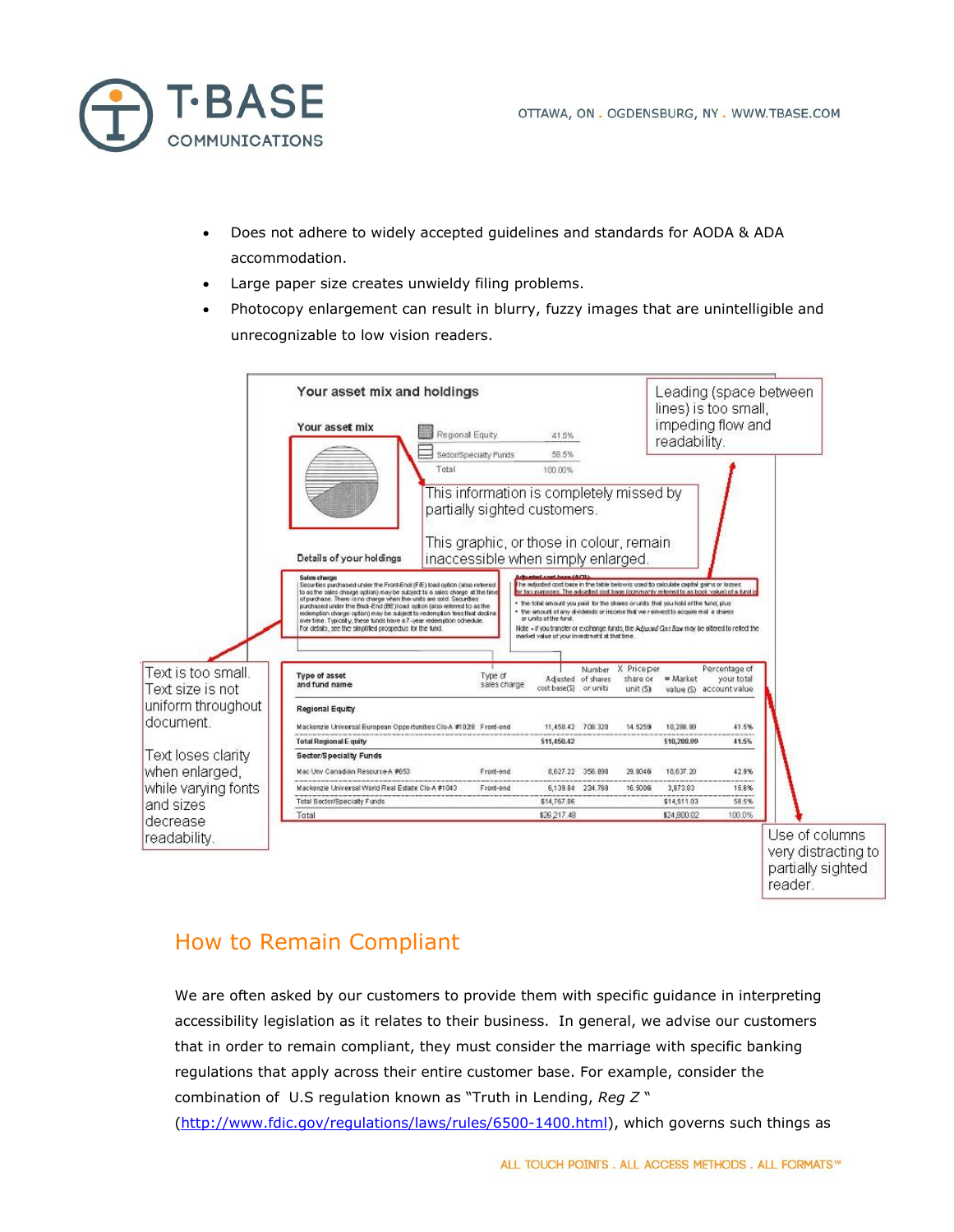- Does not adhere to widely accepted guidelines and standards for AODA & ADA accommodation.
- Large paper size creates unwieldy filing problems.
- Photocopy enlargement can result in blurry, fuzzy images that are unintelligible and unrecognizable to low vision readers.

Leading (space between lines) is too small, impeding flow and readability.

This information is completely missed by partially sighted customers.

This graphic, or those in colour, remain inaccessible when simply enlarged.

Text is too small. Text size is not uniform throughout document.

Text loses clarity when enlarged, while varying fonts and sizes decrease readability.

Use of columns very distracting to partially sighted reader.

## How to Remain Compliant

We are often asked by our customers to provide them with specific guidance in interpreting accessibility legislation as it relates to their business. In general, we advise our customers that in order to remain compliant, they must consider the marriage with specific banking regulations that apply across their entire customer base. For example, consider the combination of U.S regulation known as "Truth in Lending, *Reg Z* " (http://www.fdic.gov/regulations/laws/rules/6500-1400.html), which governs such things as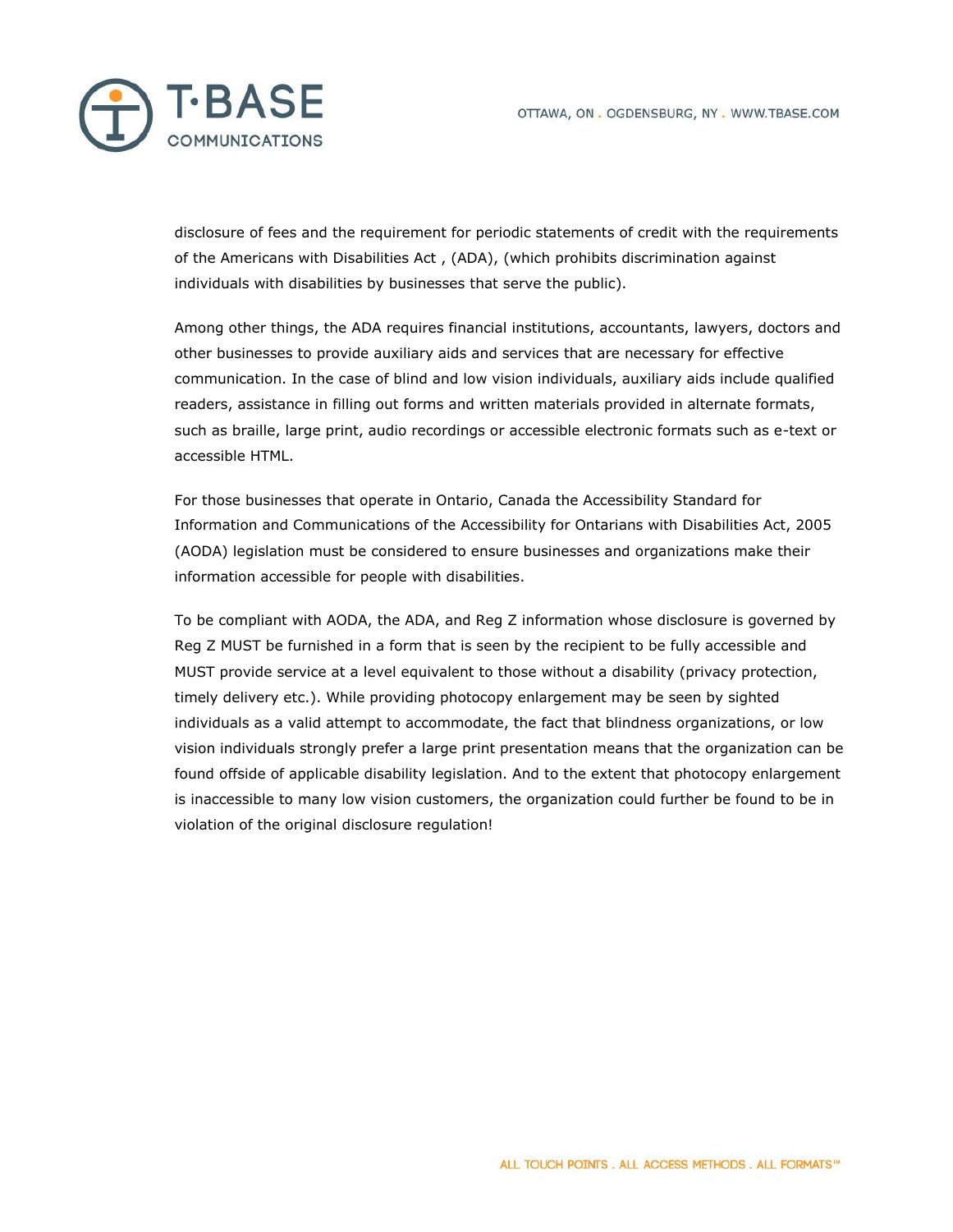disclosure of fees and the requirement for periodic statements of credit with the requirements of the Americans with Disabilities Act , (ADA), (which prohibits discrimination against individuals with disabilities by businesses that serve the public).

Among other things, the ADA requires financial institutions, accountants, lawyers, doctors and other businesses to provide auxiliary aids and services that are necessary for effective communication. In the case of blind and low vision individuals, auxiliary aids include qualified readers, assistance in filling out forms and written materials provided in alternate formats, such as braille, large print, audio recordings or accessible electronic formats such as e-text or accessible HTML.

For those businesses that operate in Ontario, Canada the Accessibility Standard for Information and Communications of the Accessibility for Ontarians with Disabilities Act, 2005 (AODA) legislation must be considered to ensure businesses and organizations make their information accessible for people with disabilities.

To be compliant with AODA, the ADA, and Reg Z information whose disclosure is governed by Reg Z MUST be furnished in a form that is seen by the recipient to be fully accessible and MUST provide service at a level equivalent to those without a disability (privacy protection, timely delivery etc.). While providing photocopy enlargement may be seen by sighted individuals as a valid attempt to accommodate, the fact that blindness organizations, or low vision individuals strongly prefer a large print presentation means that the organization can be found offside of applicable disability legislation. And to the extent that photocopy enlargement is inaccessible to many low vision customers, the organization could further be found to be in violation of the original disclosure regulation!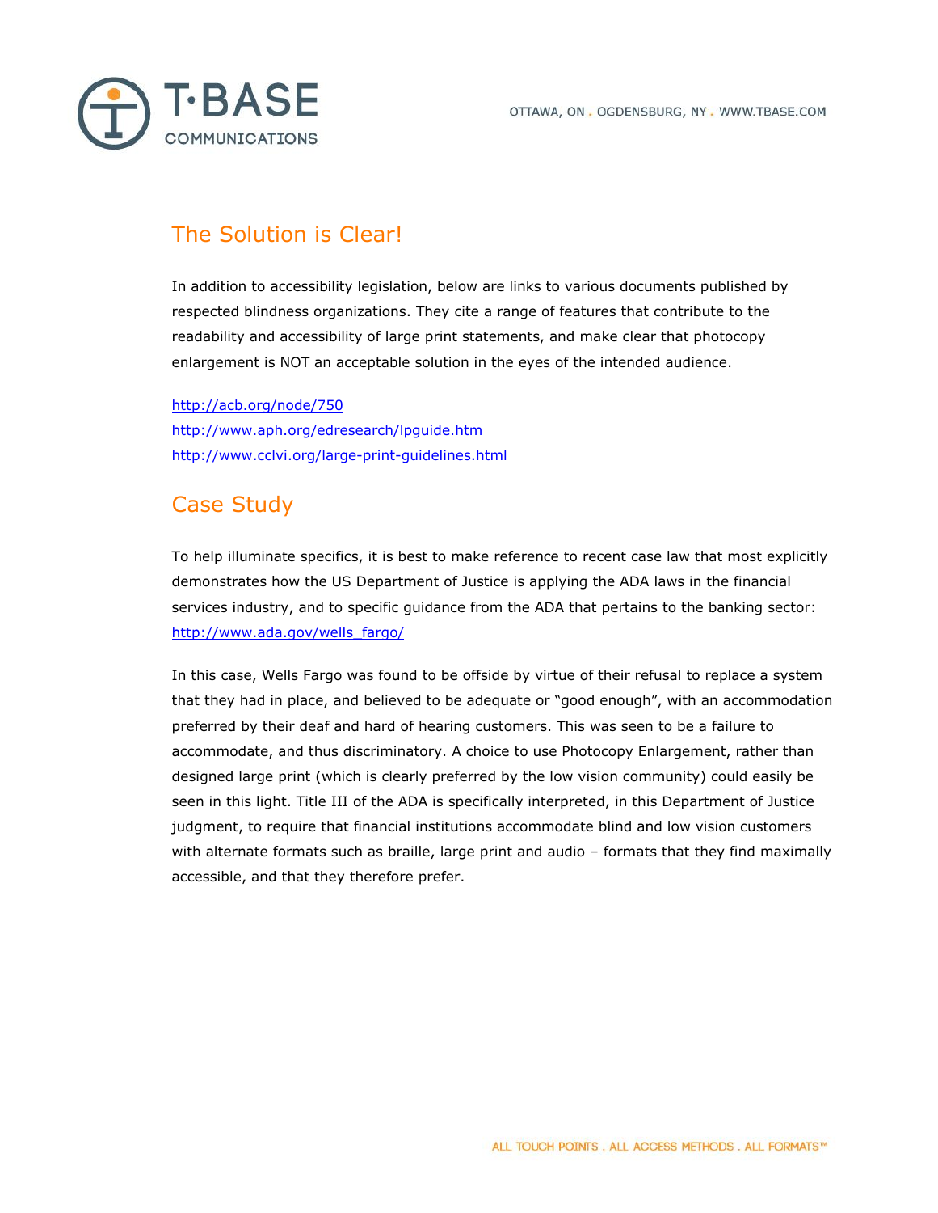## The Solution is Clear!

In addition to accessibility legislation, below are links to various documents published by respected blindness organizations. They cite a range of features that contribute to the readability and accessibility of large print statements, and make clear that photocopy enlargement is NOT an acceptable solution in the eyes of the intended audience.

http://acb.org/node/750
http://www.aph.org/edresearch/lpguide.htm
http://www.cclvi.org/large-print-guidelines.html

## Case Study

To help illuminate specifics, it is best to make reference to recent case law that most explicitly demonstrates how the US Department of Justice is applying the ADA laws in the financial services industry, and to specific guidance from the ADA that pertains to the banking sector: http://www.ada.gov/wells_fargo/

In this case, Wells Fargo was found to be offside by virtue of their refusal to replace a system that they had in place, and believed to be adequate or "good enough", with an accommodation preferred by their deaf and hard of hearing customers. This was seen to be a failure to accommodate, and thus discriminatory. A choice to use Photocopy Enlargement, rather than designed large print (which is clearly preferred by the low vision community) could easily be seen in this light. Title III of the ADA is specifically interpreted, in this Department of Justice judgment, to require that financial institutions accommodate blind and low vision customers with alternate formats such as braille, large print and audio – formats that they find maximally accessible, and that they therefore prefer.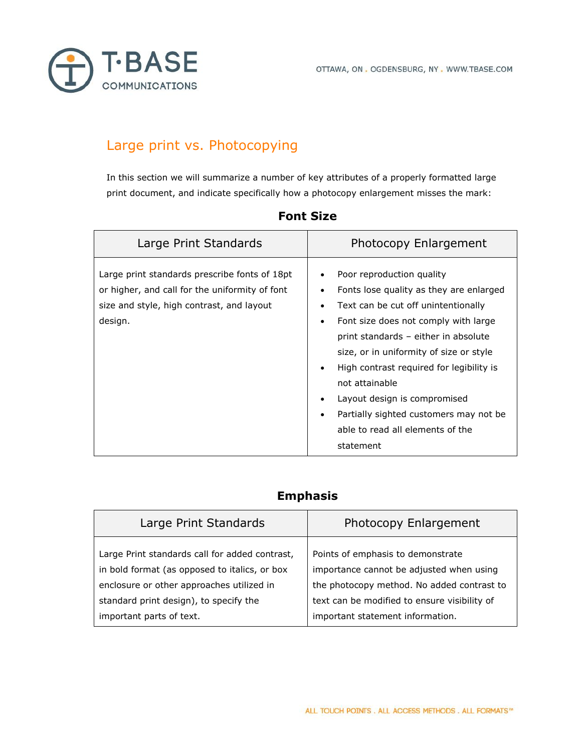## Large print vs. Photocopying

In this section we will summarize a number of key attributes of a properly formatted large print document, and indicate specifically how a photocopy enlargement misses the mark:

### Font Size

| Large Print Standards | Photocopy Enlargement |
| --- | --- |
| Large print standards prescribe fonts of 18pt or higher, and call for the uniformity of font size and style, high contrast, and layout design. | • Poor reproduction quality<br>• Fonts lose quality as they are enlarged<br>• Text can be cut off unintentionally<br>• Font size does not comply with large print standards – either in absolute size, or in uniformity of size or style<br>• High contrast required for legibility is not attainable<br>• Layout design is compromised<br>• Partially sighted customers may not be able to read all elements of the statement |

### Emphasis

| Large Print Standards | Photocopy Enlargement |
| --- | --- |
| Large Print standards call for added contrast, in bold format (as opposed to italics, or box enclosure or other approaches utilized in standard print design), to specify the important parts of text. | Points of emphasis to demonstrate importance cannot be adjusted when using the photocopy method. No added contrast to text can be modified to ensure visibility of important statement information. |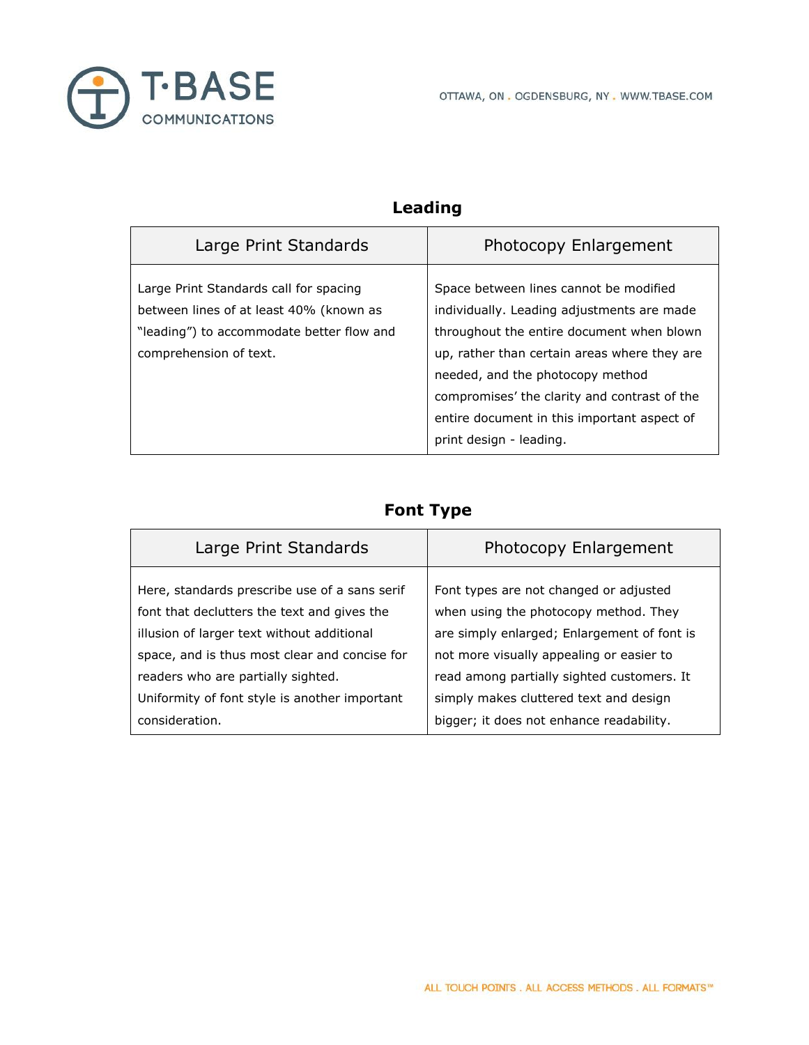## Leading

| Large Print Standards | Photocopy Enlargement |
|---|---|
| Large Print Standards call for spacing between lines of at least 40% (known as "leading") to accommodate better flow and comprehension of text. | Space between lines cannot be modified individually. Leading adjustments are made throughout the entire document when blown up, rather than certain areas where they are needed, and the photocopy method compromises' the clarity and contrast of the entire document in this important aspect of print design - leading. |

## Font Type

| Large Print Standards | Photocopy Enlargement |
|---|---|
| Here, standards prescribe use of a sans serif font that declutters the text and gives the illusion of larger text without additional space, and is thus most clear and concise for readers who are partially sighted. Uniformity of font style is another important consideration. | Font types are not changed or adjusted when using the photocopy method. They are simply enlarged; Enlargement of font is not more visually appealing or easier to read among partially sighted customers. It simply makes cluttered text and design bigger; it does not enhance readability. |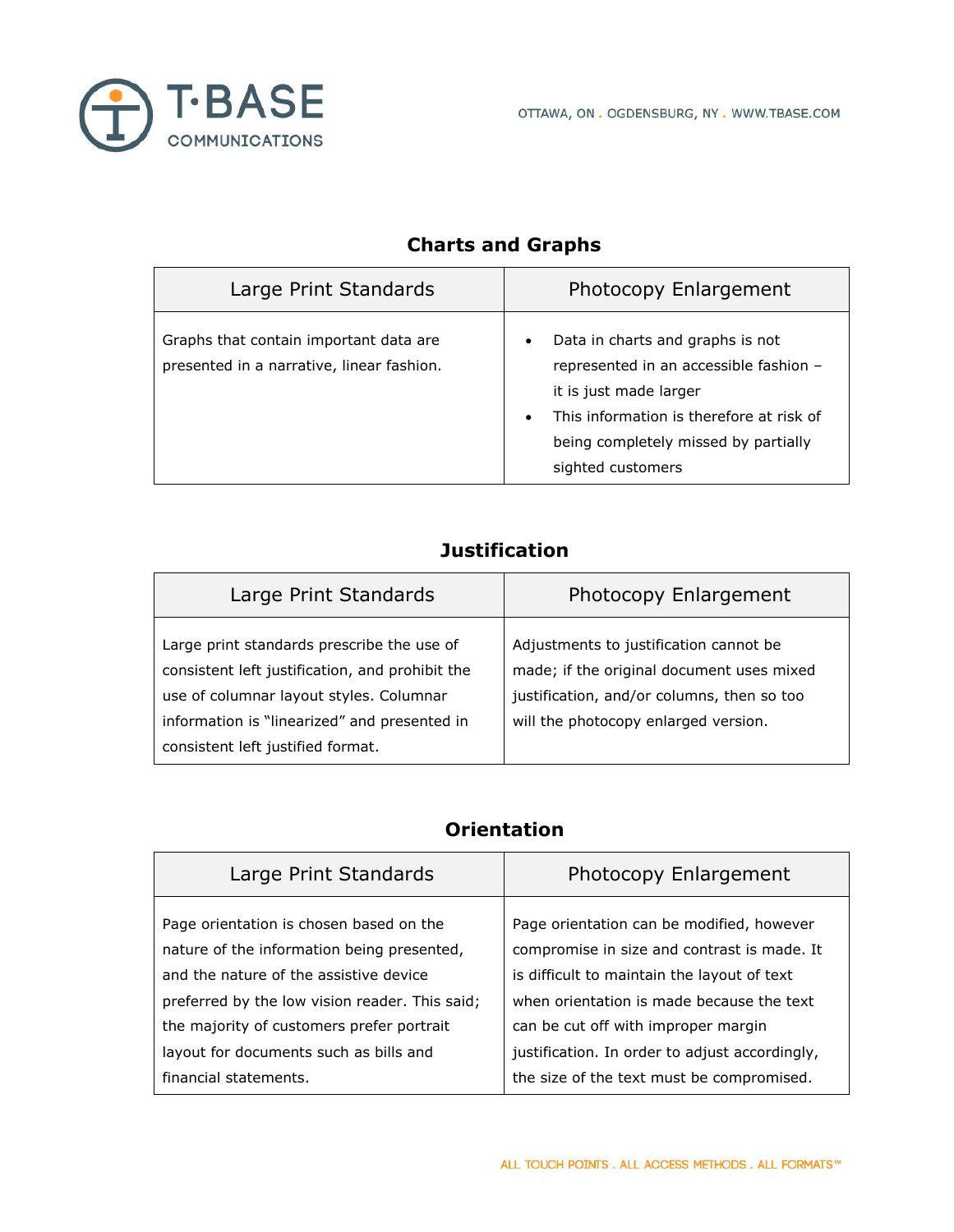## Charts and Graphs

| Large Print Standards | Photocopy Enlargement |
| --- | --- |
| Graphs that contain important data are presented in a narrative, linear fashion. | • Data in charts and graphs is not represented in an accessible fashion – it is just made larger<br>• This information is therefore at risk of being completely missed by partially sighted customers |

## Justification

| Large Print Standards | Photocopy Enlargement |
| --- | --- |
| Large print standards prescribe the use of consistent left justification, and prohibit the use of columnar layout styles. Columnar information is "linearized" and presented in consistent left justified format. | Adjustments to justification cannot be made; if the original document uses mixed justification, and/or columns, then so too will the photocopy enlarged version. |

## Orientation

| Large Print Standards | Photocopy Enlargement |
| --- | --- |
| Page orientation is chosen based on the nature of the information being presented, and the nature of the assistive device preferred by the low vision reader. This said; the majority of customers prefer portrait layout for documents such as bills and financial statements. | Page orientation can be modified, however compromise in size and contrast is made. It is difficult to maintain the layout of text when orientation is made because the text can be cut off with improper margin justification. In order to adjust accordingly, the size of the text must be compromised. |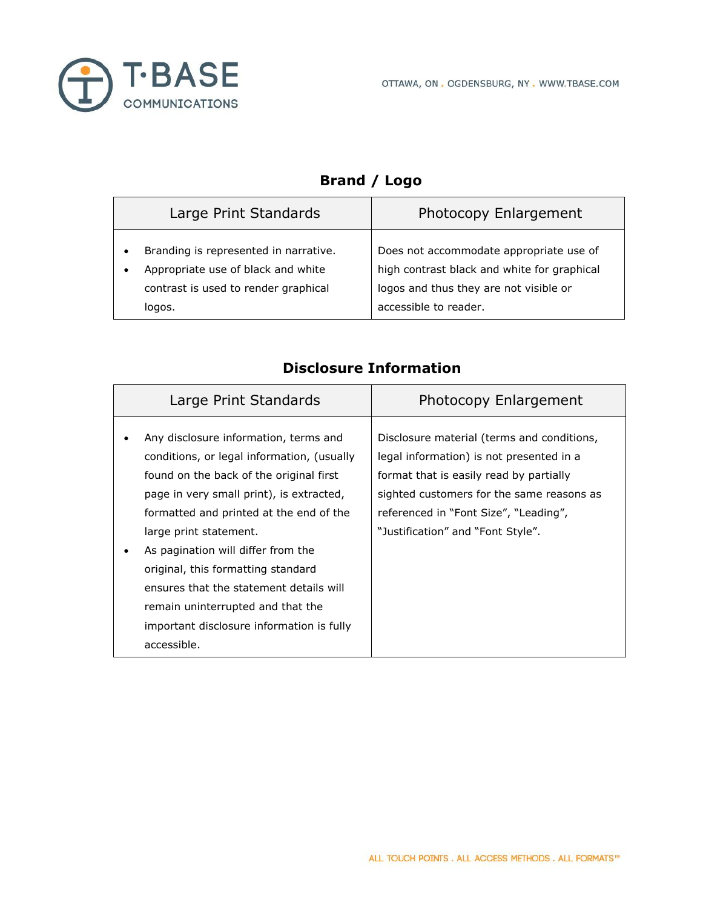## Brand / Logo

| Large Print Standards | Photocopy Enlargement |
|---|---|
| • Branding is represented in narrative.<br>• Appropriate use of black and white contrast is used to render graphical logos. | Does not accommodate appropriate use of high contrast black and white for graphical logos and thus they are not visible or accessible to reader. |

## Disclosure Information

| Large Print Standards | Photocopy Enlargement |
|---|---|
| • Any disclosure information, terms and conditions, or legal information, (usually found on the back of the original first page in very small print), is extracted, formatted and printed at the end of the large print statement.<br>• As pagination will differ from the original, this formatting standard ensures that the statement details will remain uninterrupted and that the important disclosure information is fully accessible. | Disclosure material (terms and conditions, legal information) is not presented in a format that is easily read by partially sighted customers for the same reasons as referenced in "Font Size", "Leading", "Justification" and "Font Style". |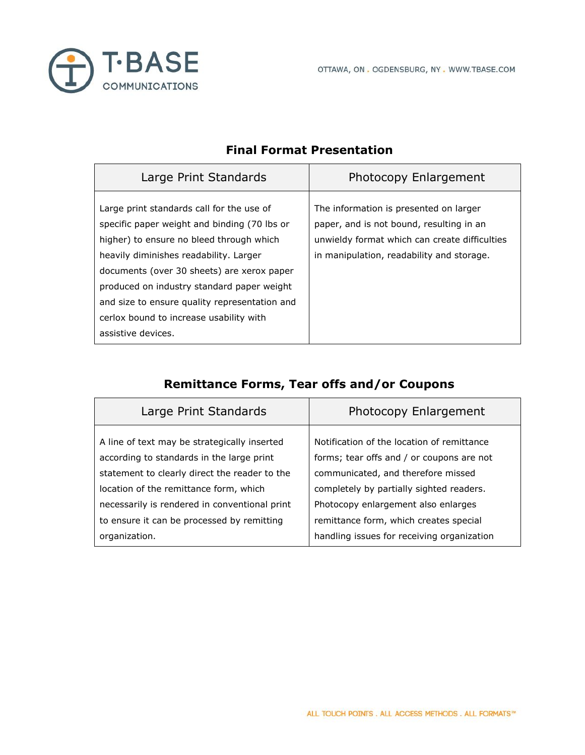## Final Format Presentation

| Large Print Standards | Photocopy Enlargement |
|---|---|
| Large print standards call for the use of specific paper weight and binding (70 lbs or higher) to ensure no bleed through which heavily diminishes readability. Larger documents (over 30 sheets) are xerox paper produced on industry standard paper weight and size to ensure quality representation and cerlox bound to increase usability with assistive devices. | The information is presented on larger paper, and is not bound, resulting in an unwieldy format which can create difficulties in manipulation, readability and storage. |

## Remittance Forms, Tear offs and/or Coupons

| Large Print Standards | Photocopy Enlargement |
|---|---|
| A line of text may be strategically inserted according to standards in the large print statement to clearly direct the reader to the location of the remittance form, which necessarily is rendered in conventional print to ensure it can be processed by remitting organization. | Notification of the location of remittance forms; tear offs and / or coupons are not communicated, and therefore missed completely by partially sighted readers. Photocopy enlargement also enlarges remittance form, which creates special handling issues for receiving organization |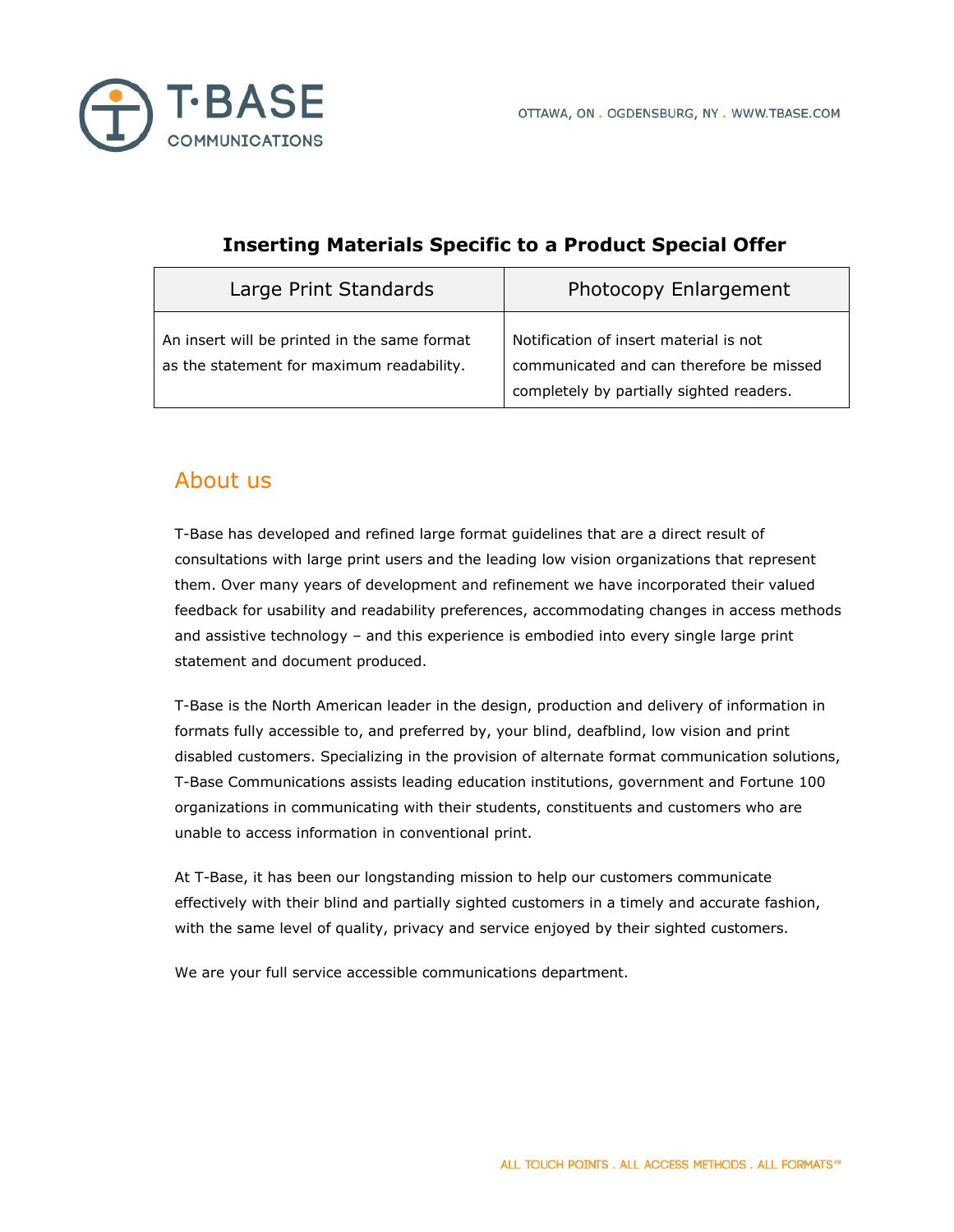### Inserting Materials Specific to a Product Special Offer

| Large Print Standards | Photocopy Enlargement |
| --- | --- |
| An insert will be printed in the same format as the statement for maximum readability. | Notification of insert material is not communicated and can therefore be missed completely by partially sighted readers. |

## About us

T-Base has developed and refined large format guidelines that are a direct result of consultations with large print users and the leading low vision organizations that represent them. Over many years of development and refinement we have incorporated their valued feedback for usability and readability preferences, accommodating changes in access methods and assistive technology – and this experience is embodied into every single large print statement and document produced.

T-Base is the North American leader in the design, production and delivery of information in formats fully accessible to, and preferred by, your blind, deafblind, low vision and print disabled customers. Specializing in the provision of alternate format communication solutions, T-Base Communications assists leading education institutions, government and Fortune 100 organizations in communicating with their students, constituents and customers who are unable to access information in conventional print.

At T-Base, it has been our longstanding mission to help our customers communicate effectively with their blind and partially sighted customers in a timely and accurate fashion, with the same level of quality, privacy and service enjoyed by their sighted customers.

We are your full service accessible communications department.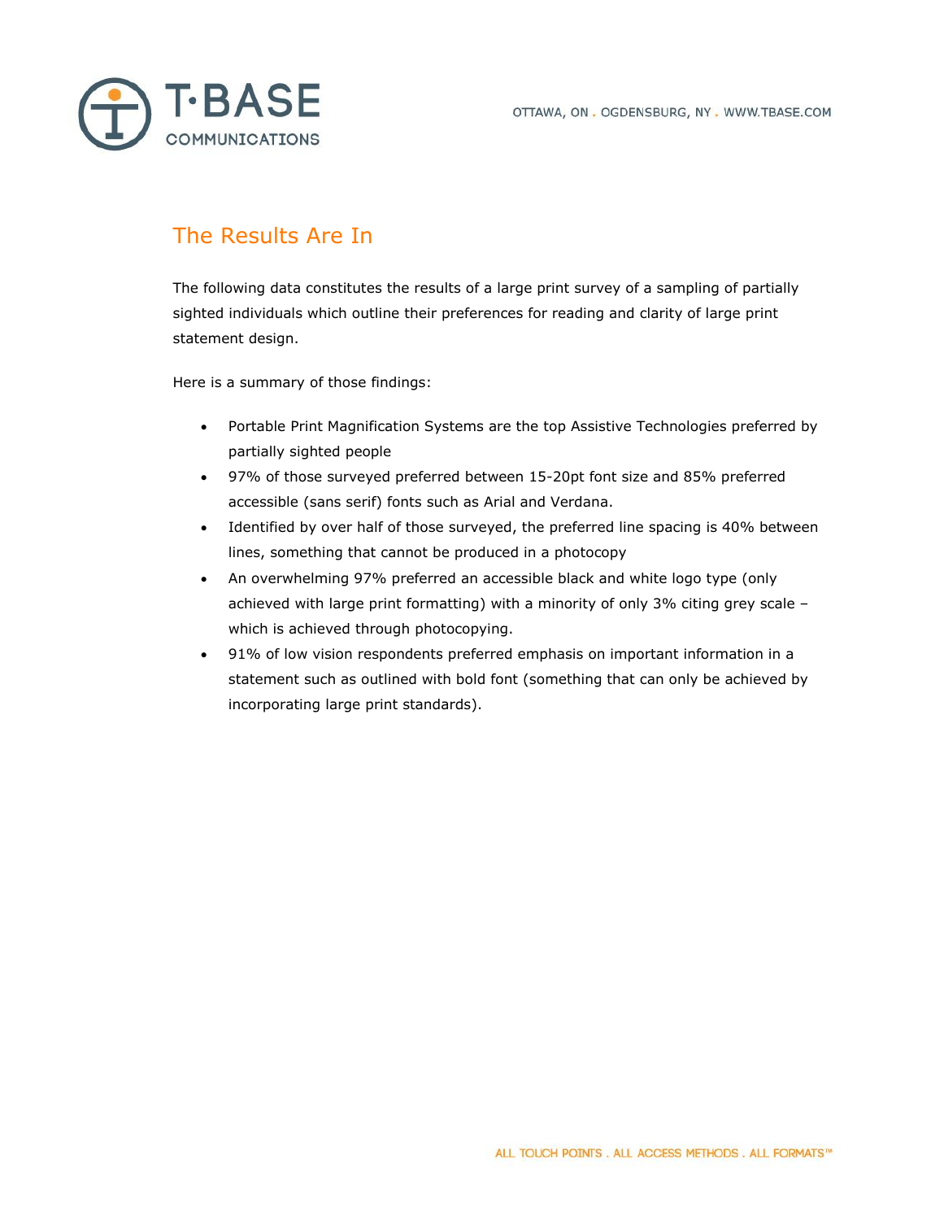## The Results Are In

The following data constitutes the results of a large print survey of a sampling of partially sighted individuals which outline their preferences for reading and clarity of large print statement design.

Here is a summary of those findings:

- Portable Print Magnification Systems are the top Assistive Technologies preferred by partially sighted people
- 97% of those surveyed preferred between 15-20pt font size and 85% preferred accessible (sans serif) fonts such as Arial and Verdana.
- Identified by over half of those surveyed, the preferred line spacing is 40% between lines, something that cannot be produced in a photocopy
- An overwhelming 97% preferred an accessible black and white logo type (only achieved with large print formatting) with a minority of only 3% citing grey scale – which is achieved through photocopying.
- 91% of low vision respondents preferred emphasis on important information in a statement such as outlined with bold font (something that can only be achieved by incorporating large print standards).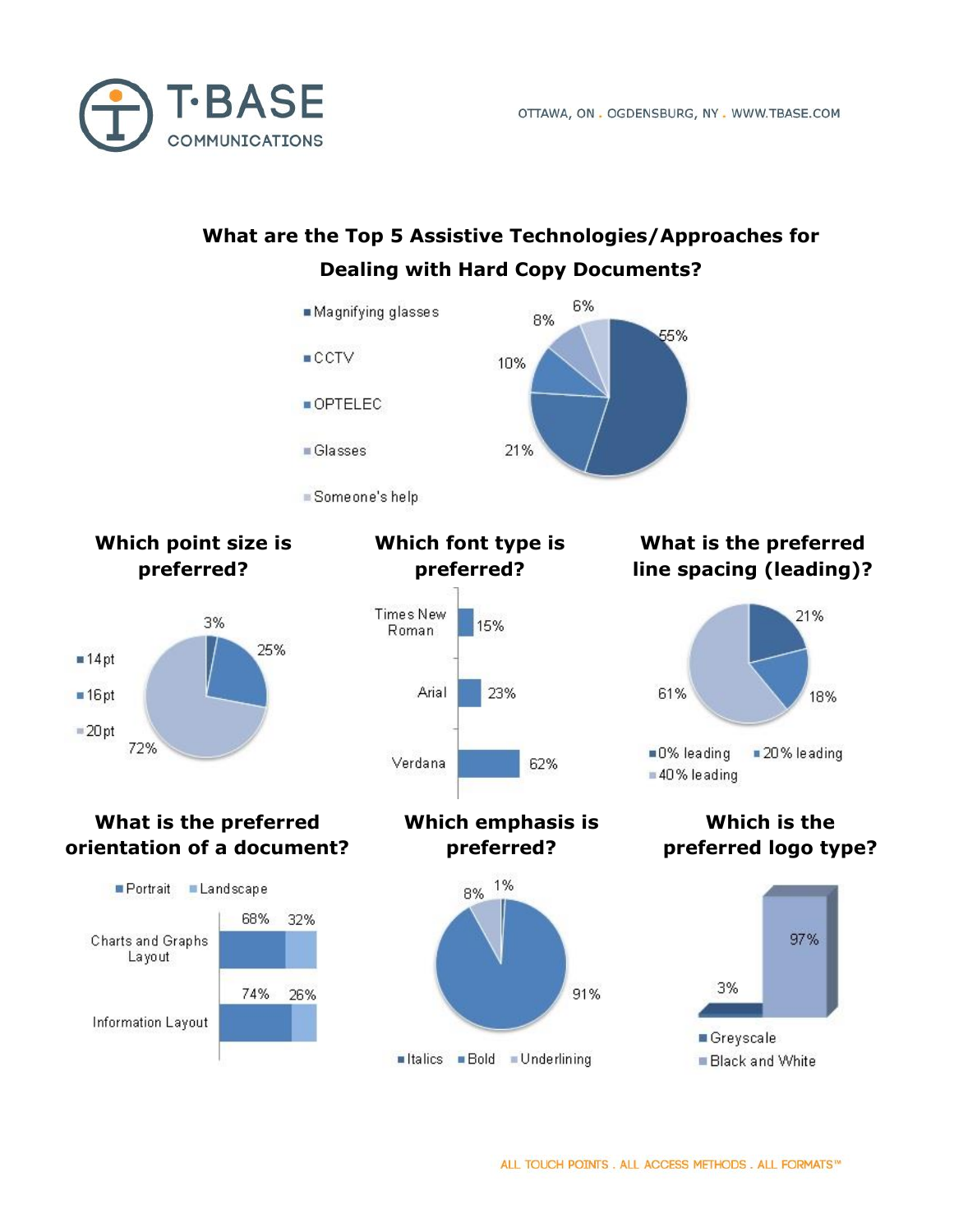T·BASE COMMUNICATIONS

OTTAWA, ON . OGDENSBURG, NY . WWW.TBASE.COM

## What are the Top 5 Assistive Technologies/Approaches for Dealing with Hard Copy Documents?

Magnifying glasses
CCTV
OPTELEC
Glasses
Someone's help

55%
21%
10%
8%
6%

## Which point size is preferred?

14pt
16pt
20pt

3%
25%
72%

## Which font type is preferred?

Times New Roman 15%
Arial 23%
Verdana 62%

## What is the preferred line spacing (leading)?

0% leading
20% leading
40% leading

21%
18%
61%

## What is the preferred orientation of a document?

Portrait
Landscape

Charts and Graphs Layout 68% 32%
Information Layout 74% 26%

## Which emphasis is preferred?

Italics
Bold
Underlining

1%
91%
8%

## Which is the preferred logo type?

Greyscale
Black and White

3%
97%

ALL TOUCH POINTS . ALL ACCESS METHODS . ALL FORMATS™